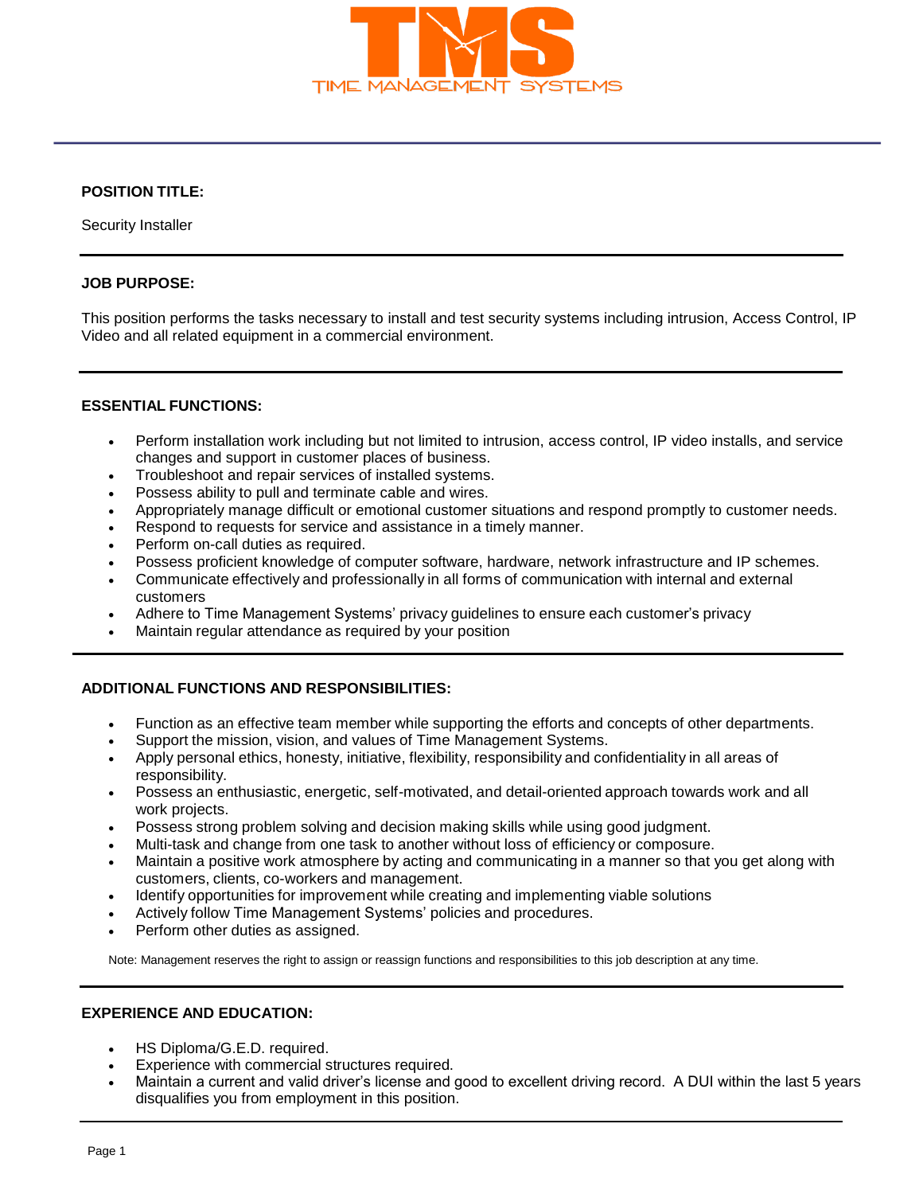TMS

TIME MANAGEMENT SYSTEMS

---

**POSITION TITLE:**

Security Installer

---

**JOB PURPOSE:**

This position performs the tasks necessary to install and test security systems including intrusion, Access Control, IP Video and all related equipment in a commercial environment.

---

**ESSENTIAL FUNCTIONS:**

- Perform installation work including but not limited to intrusion, access control, IP video installs, and service changes and support in customer places of business.
- Troubleshoot and repair services of installed systems.
- Possess ability to pull and terminate cable and wires.
- Appropriately manage difficult or emotional customer situations and respond promptly to customer needs.
- Respond to requests for service and assistance in a timely manner.
- Perform on-call duties as required.
- Possess proficient knowledge of computer software, hardware, network infrastructure and IP schemes.
- Communicate effectively and professionally in all forms of communication with internal and external customers
- Adhere to Time Management Systems' privacy guidelines to ensure each customer's privacy
- Maintain regular attendance as required by your position

---

**ADDITIONAL FUNCTIONS AND RESPONSIBILITIES:**

- Function as an effective team member while supporting the efforts and concepts of other departments.
- Support the mission, vision, and values of Time Management Systems.
- Apply personal ethics, honesty, initiative, flexibility, responsibility and confidentiality in all areas of responsibility.
- Possess an enthusiastic, energetic, self-motivated, and detail-oriented approach towards work and all work projects.
- Possess strong problem solving and decision making skills while using good judgment.
- Multi-task and change from one task to another without loss of efficiency or composure.
- Maintain a positive work atmosphere by acting and communicating in a manner so that you get along with customers, clients, co-workers and management.
- Identify opportunities for improvement while creating and implementing viable solutions
- Actively follow Time Management Systems' policies and procedures.
- Perform other duties as assigned.

Note: Management reserves the right to assign or reassign functions and responsibilities to this job description at any time.

---

**EXPERIENCE AND EDUCATION:**

- HS Diploma/G.E.D. required.
- Experience with commercial structures required.
- Maintain a current and valid driver's license and good to excellent driving record. A DUI within the last 5 years disqualifies you from employment in this position.

---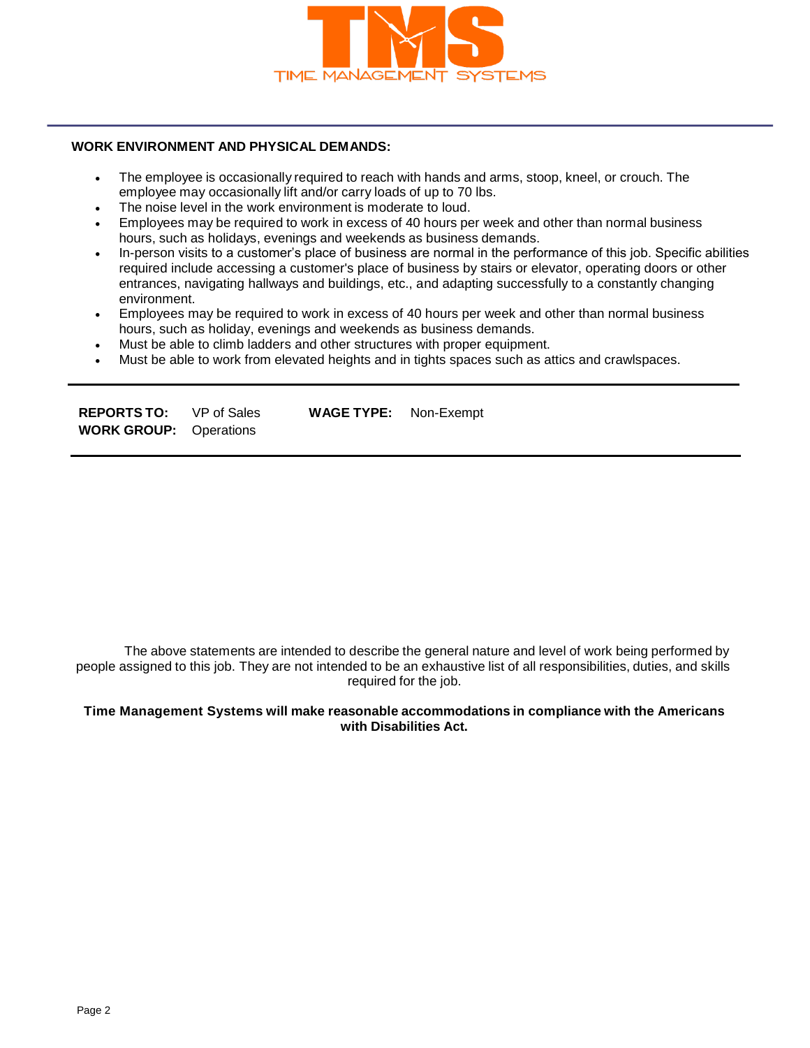**WORK ENVIRONMENT AND PHYSICAL DEMANDS:**

- The employee is occasionally required to reach with hands and arms, stoop, kneel, or crouch. The employee may occasionally lift and/or carry loads of up to 70 lbs.
- The noise level in the work environment is moderate to loud.
- Employees may be required to work in excess of 40 hours per week and other than normal business hours, such as holidays, evenings and weekends as business demands.
- In-person visits to a customer's place of business are normal in the performance of this job. Specific abilities required include accessing a customer's place of business by stairs or elevator, operating doors or other entrances, navigating hallways and buildings, etc., and adapting successfully to a constantly changing environment.
- Employees may be required to work in excess of 40 hours per week and other than normal business hours, such as holiday, evenings and weekends as business demands.
- Must be able to climb ladders and other structures with proper equipment.
- Must be able to work from elevated heights and in tights spaces such as attics and crawlspaces.

---

**REPORTS TO:** VP of Sales  **WAGE TYPE:** Non-Exempt
**WORK GROUP:** Operations

---

The above statements are intended to describe the general nature and level of work being performed by people assigned to this job. They are not intended to be an exhaustive list of all responsibilities, duties, and skills required for the job.

**Time Management Systems will make reasonable accommodations in compliance with the Americans with Disabilities Act.**